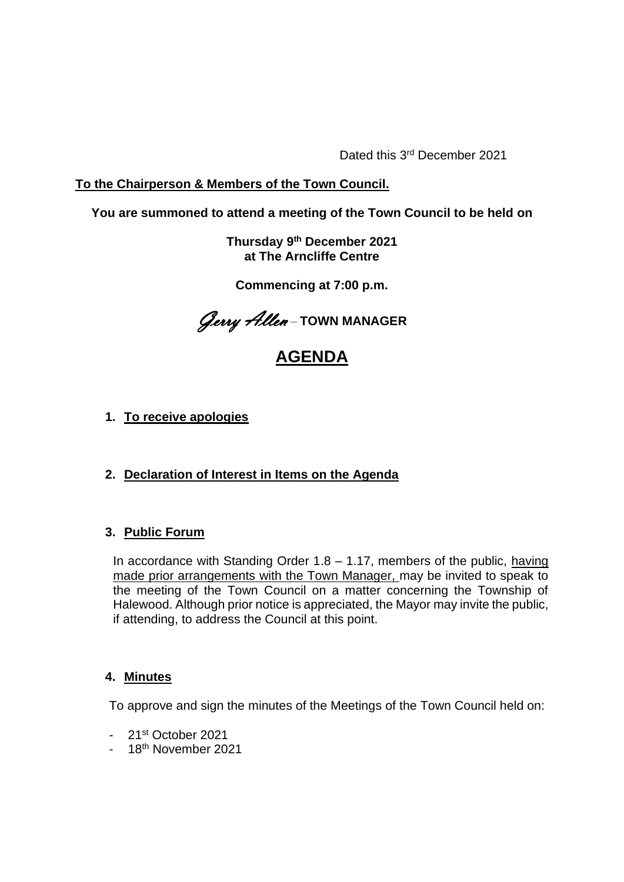Dated this 3rd December 2021

**To the Chairperson & Members of the Town Council.**

**You are summoned to attend a meeting of the Town Council to be held on**

**Thursday 9th December 2021**
**at The Arncliffe Centre**

**Commencing at 7:00 p.m.**

*Gerry Allen* – **TOWN MANAGER**

# AGENDA

1. **To receive apologies**

2. **Declaration of Interest in Items on the Agenda**

3. **Public Forum**

   In accordance with Standing Order 1.8 – 1.17, members of the public, having made prior arrangements with the Town Manager, may be invited to speak to the meeting of the Town Council on a matter concerning the Township of Halewood. Although prior notice is appreciated, the Mayor may invite the public, if attending, to address the Council at this point.

4. **Minutes**

   To approve and sign the minutes of the Meetings of the Town Council held on:

   - 21st October 2021
   - 18th November 2021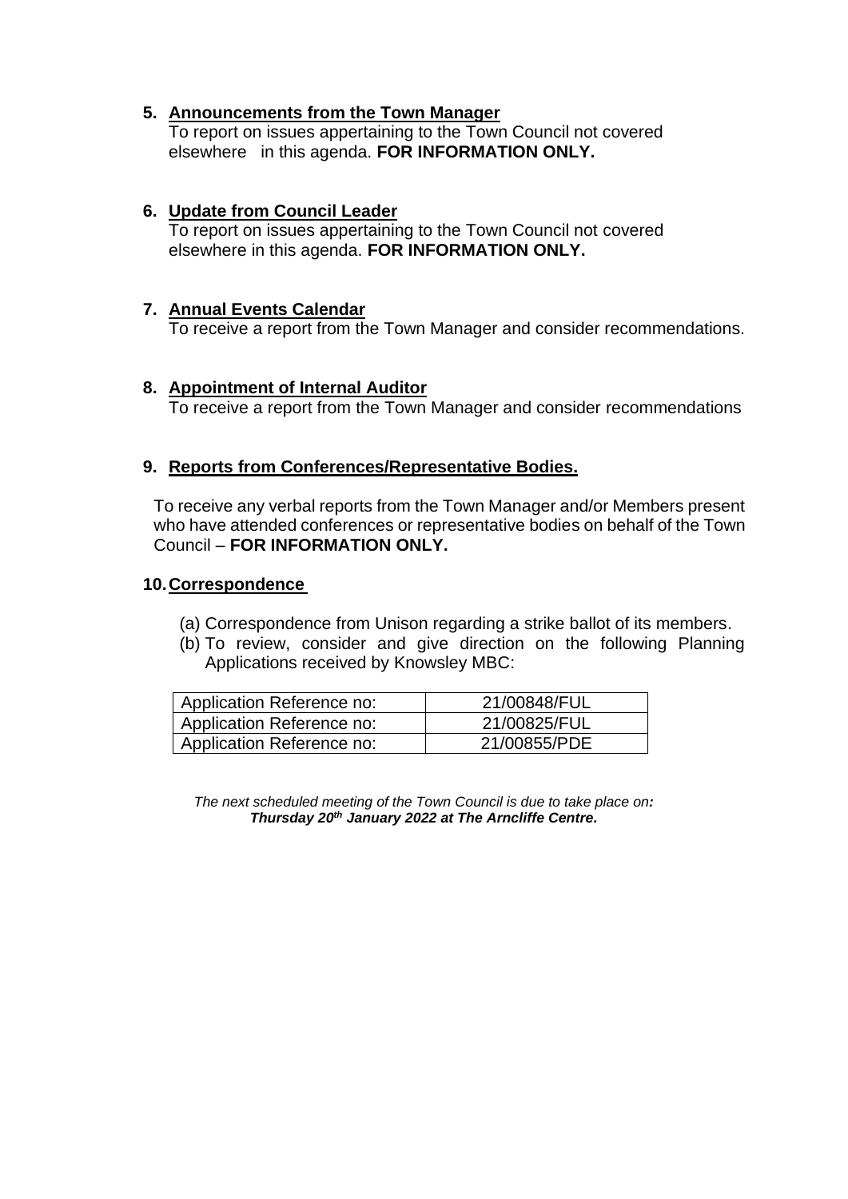**5. Announcements from the Town Manager**

To report on issues appertaining to the Town Council not covered elsewhere in this agenda. **FOR INFORMATION ONLY.**

**6. Update from Council Leader**

To report on issues appertaining to the Town Council not covered elsewhere in this agenda. **FOR INFORMATION ONLY.**

**7. Annual Events Calendar**

To receive a report from the Town Manager and consider recommendations.

**8. Appointment of Internal Auditor**

To receive a report from the Town Manager and consider recommendations

**9. Reports from Conferences/Representative Bodies.**

To receive any verbal reports from the Town Manager and/or Members present who have attended conferences or representative bodies on behalf of the Town Council – **FOR INFORMATION ONLY.**

**10. Correspondence**

(a) Correspondence from Unison regarding a strike ballot of its members.

(b) To review, consider and give direction on the following Planning Applications received by Knowsley MBC:

| | |
|---|---|
| Application Reference no: | 21/00848/FUL |
| Application Reference no: | 21/00825/FUL |
| Application Reference no: | 21/00855/PDE |

*The next scheduled meeting of the Town Council is due to take place on:*
***Thursday 20th January 2022 at The Arncliffe Centre.***